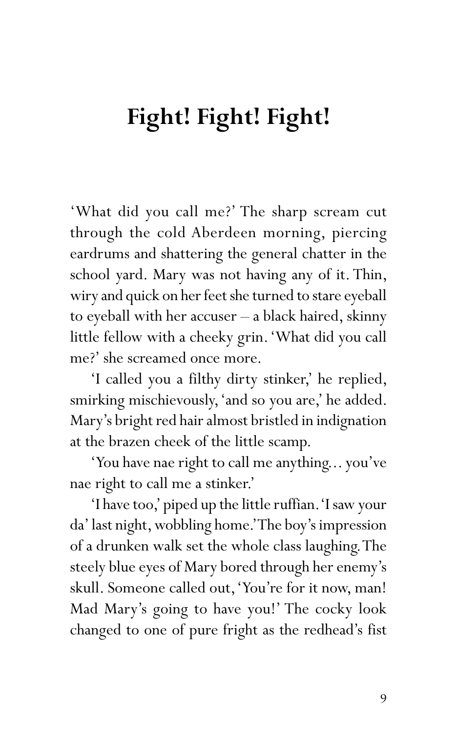# Fight! Fight! Fight!

'What did you call me?' The sharp scream cut through the cold Aberdeen morning, piercing eardrums and shattering the general chatter in the school yard. Mary was not having any of it. Thin, wiry and quick on her feet she turned to stare eyeball to eyeball with her accuser – a black haired, skinny little fellow with a cheeky grin. 'What did you call me?' she screamed once more.

'I called you a filthy dirty stinker,' he replied, smirking mischievously, 'and so you are,' he added. Mary's bright red hair almost bristled in indignation at the brazen cheek of the little scamp.

'You have nae right to call me anything… you've nae right to call me a stinker.'

'I have too,' piped up the little ruffian. 'I saw your da' last night, wobbling home.' The boy's impression of a drunken walk set the whole class laughing. The steely blue eyes of Mary bored through her enemy's skull. Someone called out, 'You're for it now, man! Mad Mary's going to have you!' The cocky look changed to one of pure fright as the redhead's fist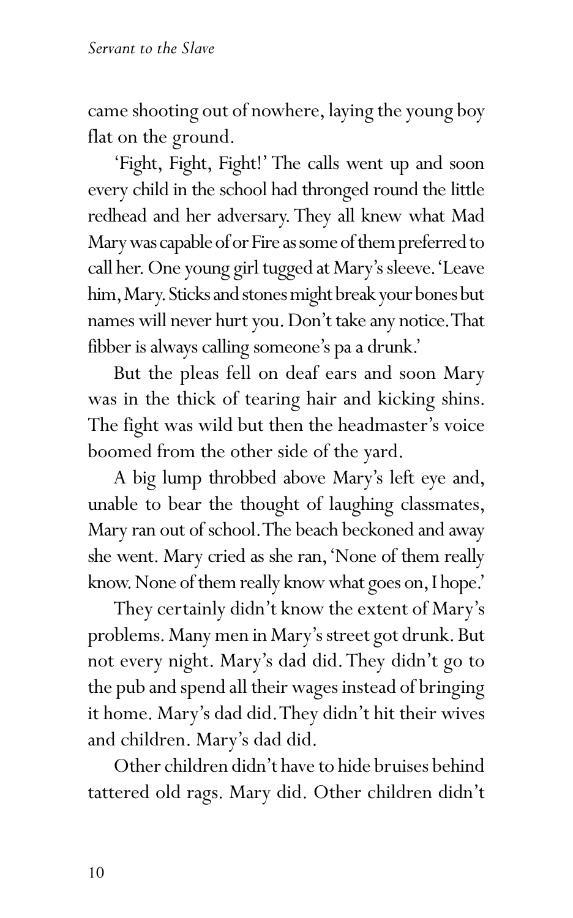came shooting out of nowhere, laying the young boy flat on the ground.

'Fight, Fight, Fight!' The calls went up and soon every child in the school had thronged round the little redhead and her adversary. They all knew what Mad Mary was capable of or Fire as some of them preferred to call her. One young girl tugged at Mary's sleeve. 'Leave him, Mary. Sticks and stones might break your bones but names will never hurt you. Don't take any notice. That fibber is always calling someone's pa a drunk.'

But the pleas fell on deaf ears and soon Mary was in the thick of tearing hair and kicking shins. The fight was wild but then the headmaster's voice boomed from the other side of the yard.

A big lump throbbed above Mary's left eye and, unable to bear the thought of laughing classmates, Mary ran out of school. The beach beckoned and away she went. Mary cried as she ran, 'None of them really know. None of them really know what goes on, I hope.'

They certainly didn't know the extent of Mary's problems. Many men in Mary's street got drunk. But not every night. Mary's dad did. They didn't go to the pub and spend all their wages instead of bringing it home. Mary's dad did. They didn't hit their wives and children. Mary's dad did.

Other children didn't have to hide bruises behind tattered old rags. Mary did. Other children didn't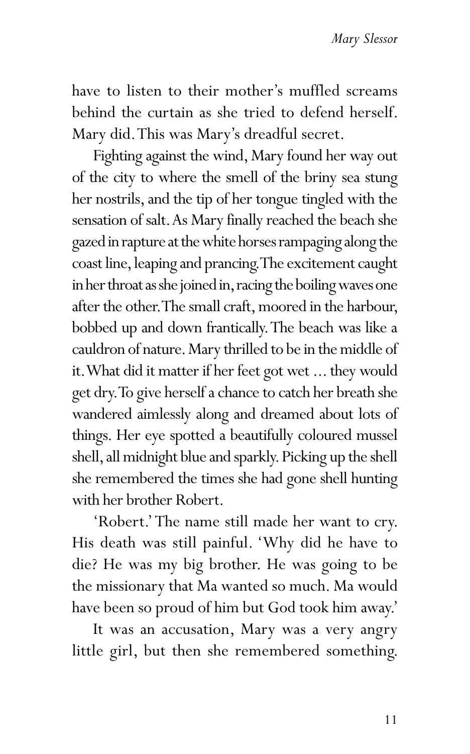have to listen to their mother's muffled screams behind the curtain as she tried to defend herself. Mary did. This was Mary's dreadful secret.

Fighting against the wind, Mary found her way out of the city to where the smell of the briny sea stung her nostrils, and the tip of her tongue tingled with the sensation of salt. As Mary finally reached the beach she gazed in rapture at the white horses rampaging along the coast line, leaping and prancing. The excitement caught in her throat as she joined in, racing the boiling waves one after the other. The small craft, moored in the harbour, bobbed up and down frantically. The beach was like a cauldron of nature. Mary thrilled to be in the middle of it. What did it matter if her feet got wet ... they would get dry. To give herself a chance to catch her breath she wandered aimlessly along and dreamed about lots of things. Her eye spotted a beautifully coloured mussel shell, all midnight blue and sparkly. Picking up the shell she remembered the times she had gone shell hunting with her brother Robert.

'Robert.' The name still made her want to cry. His death was still painful. 'Why did he have to die? He was my big brother. He was going to be the missionary that Ma wanted so much. Ma would have been so proud of him but God took him away.'

It was an accusation, Mary was a very angry little girl, but then she remembered something.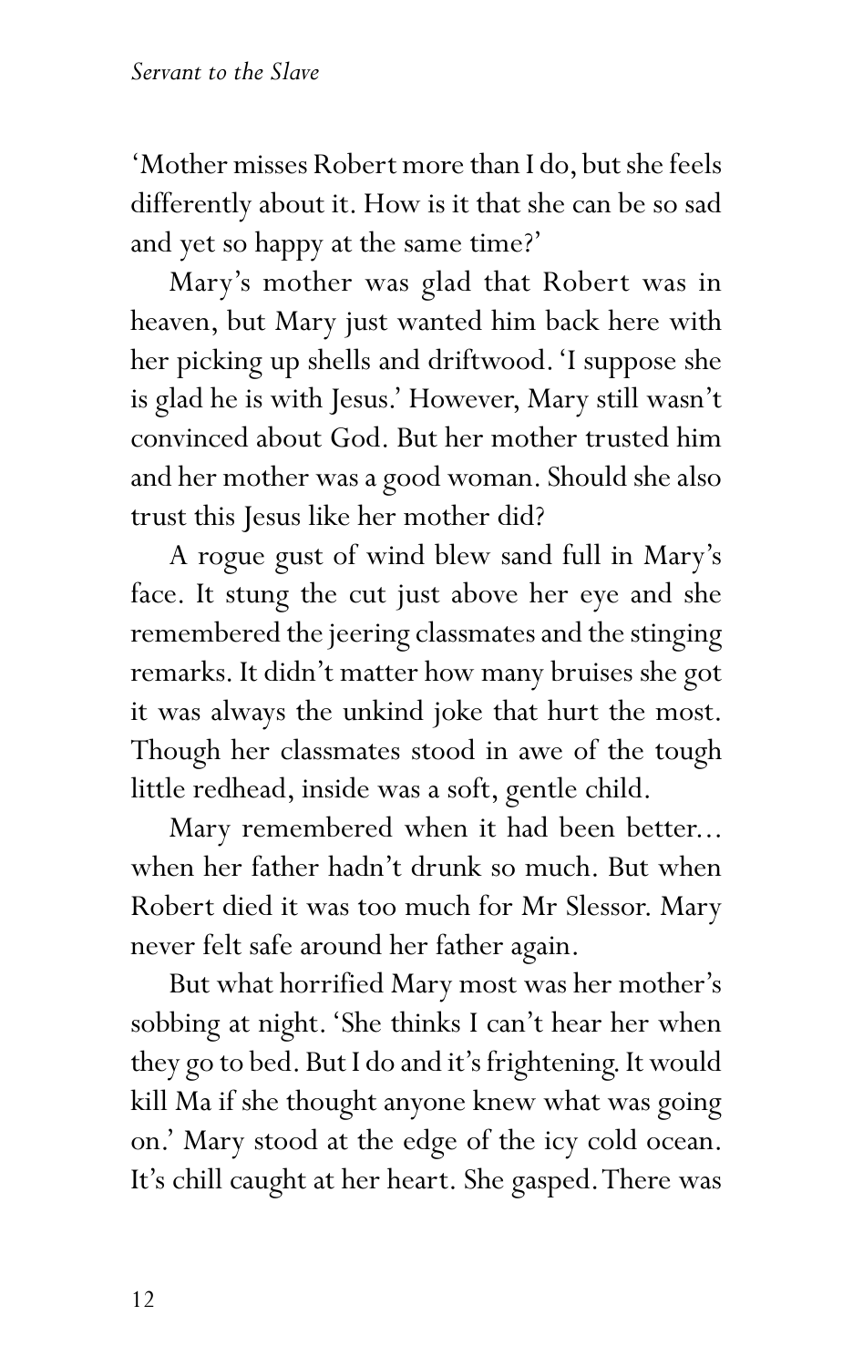'Mother misses Robert more than I do, but she feels differently about it. How is it that she can be so sad and yet so happy at the same time?'

Mary's mother was glad that Robert was in heaven, but Mary just wanted him back here with her picking up shells and driftwood. 'I suppose she is glad he is with Jesus.' However, Mary still wasn't convinced about God. But her mother trusted him and her mother was a good woman. Should she also trust this Jesus like her mother did?

A rogue gust of wind blew sand full in Mary's face. It stung the cut just above her eye and she remembered the jeering classmates and the stinging remarks. It didn't matter how many bruises she got it was always the unkind joke that hurt the most. Though her classmates stood in awe of the tough little redhead, inside was a soft, gentle child.

Mary remembered when it had been better... when her father hadn't drunk so much. But when Robert died it was too much for Mr Slessor. Mary never felt safe around her father again.

But what horrified Mary most was her mother's sobbing at night. 'She thinks I can't hear her when they go to bed. But I do and it's frightening. It would kill Ma if she thought anyone knew what was going on.' Mary stood at the edge of the icy cold ocean. It's chill caught at her heart. She gasped. There was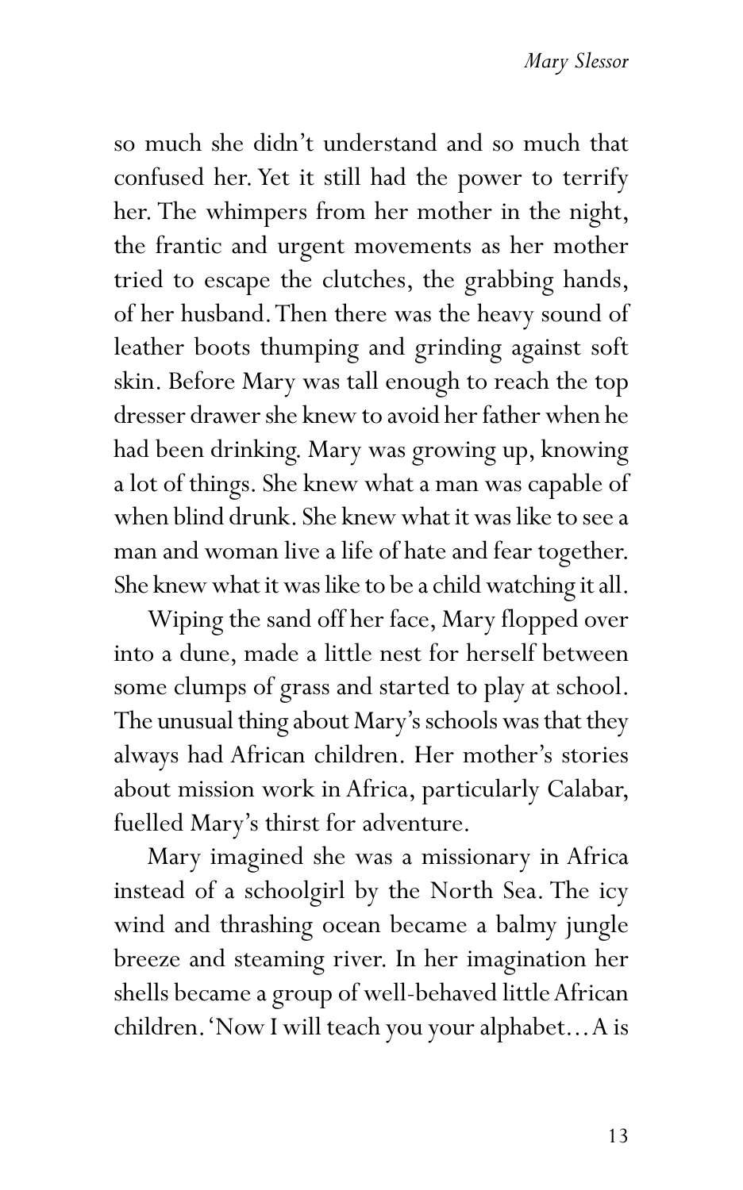so much she didn't understand and so much that confused her. Yet it still had the power to terrify her. The whimpers from her mother in the night, the frantic and urgent movements as her mother tried to escape the clutches, the grabbing hands, of her husband. Then there was the heavy sound of leather boots thumping and grinding against soft skin. Before Mary was tall enough to reach the top dresser drawer she knew to avoid her father when he had been drinking. Mary was growing up, knowing a lot of things. She knew what a man was capable of when blind drunk. She knew what it was like to see a man and woman live a life of hate and fear together. She knew what it was like to be a child watching it all.

Wiping the sand off her face, Mary flopped over into a dune, made a little nest for herself between some clumps of grass and started to play at school. The unusual thing about Mary's schools was that they always had African children. Her mother's stories about mission work in Africa, particularly Calabar, fuelled Mary's thirst for adventure.

Mary imagined she was a missionary in Africa instead of a schoolgirl by the North Sea. The icy wind and thrashing ocean became a balmy jungle breeze and steaming river. In her imagination her shells became a group of well-behaved little African children. 'Now I will teach you your alphabet... A is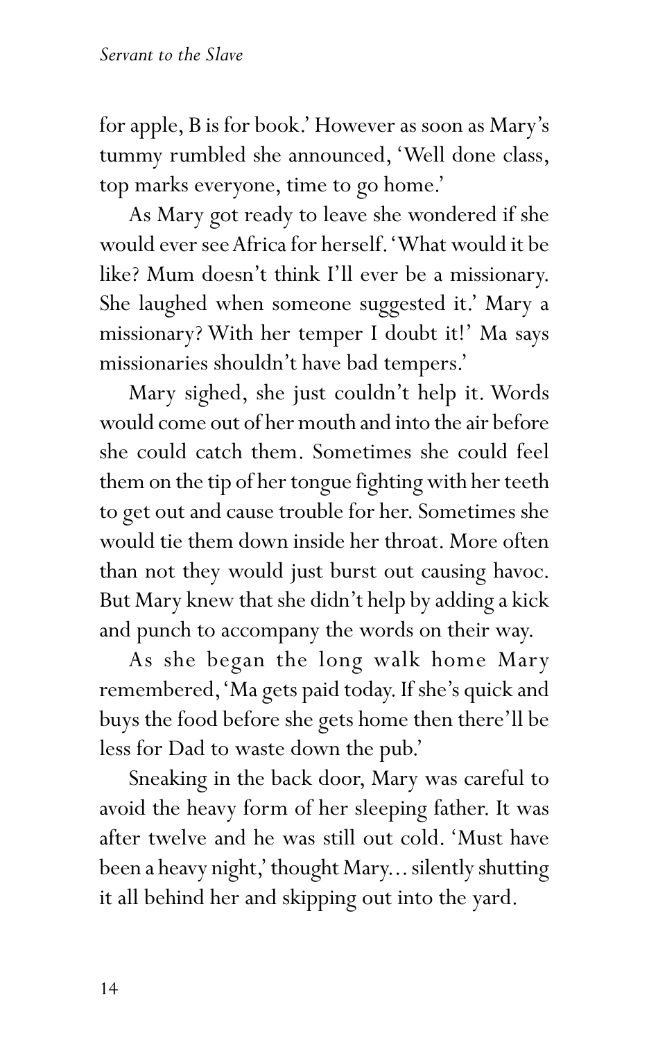for apple, B is for book.' However as soon as Mary's tummy rumbled she announced, 'Well done class, top marks everyone, time to go home.'

As Mary got ready to leave she wondered if she would ever see Africa for herself. 'What would it be like? Mum doesn't think I'll ever be a missionary. She laughed when someone suggested it.' Mary a missionary? With her temper I doubt it!' Ma says missionaries shouldn't have bad tempers.'

Mary sighed, she just couldn't help it. Words would come out of her mouth and into the air before she could catch them. Sometimes she could feel them on the tip of her tongue fighting with her teeth to get out and cause trouble for her. Sometimes she would tie them down inside her throat. More often than not they would just burst out causing havoc. But Mary knew that she didn't help by adding a kick and punch to accompany the words on their way.

As she began the long walk home Mary remembered, 'Ma gets paid today. If she's quick and buys the food before she gets home then there'll be less for Dad to waste down the pub.'

Sneaking in the back door, Mary was careful to avoid the heavy form of her sleeping father. It was after twelve and he was still out cold. 'Must have been a heavy night,' thought Mary... silently shutting it all behind her and skipping out into the yard.